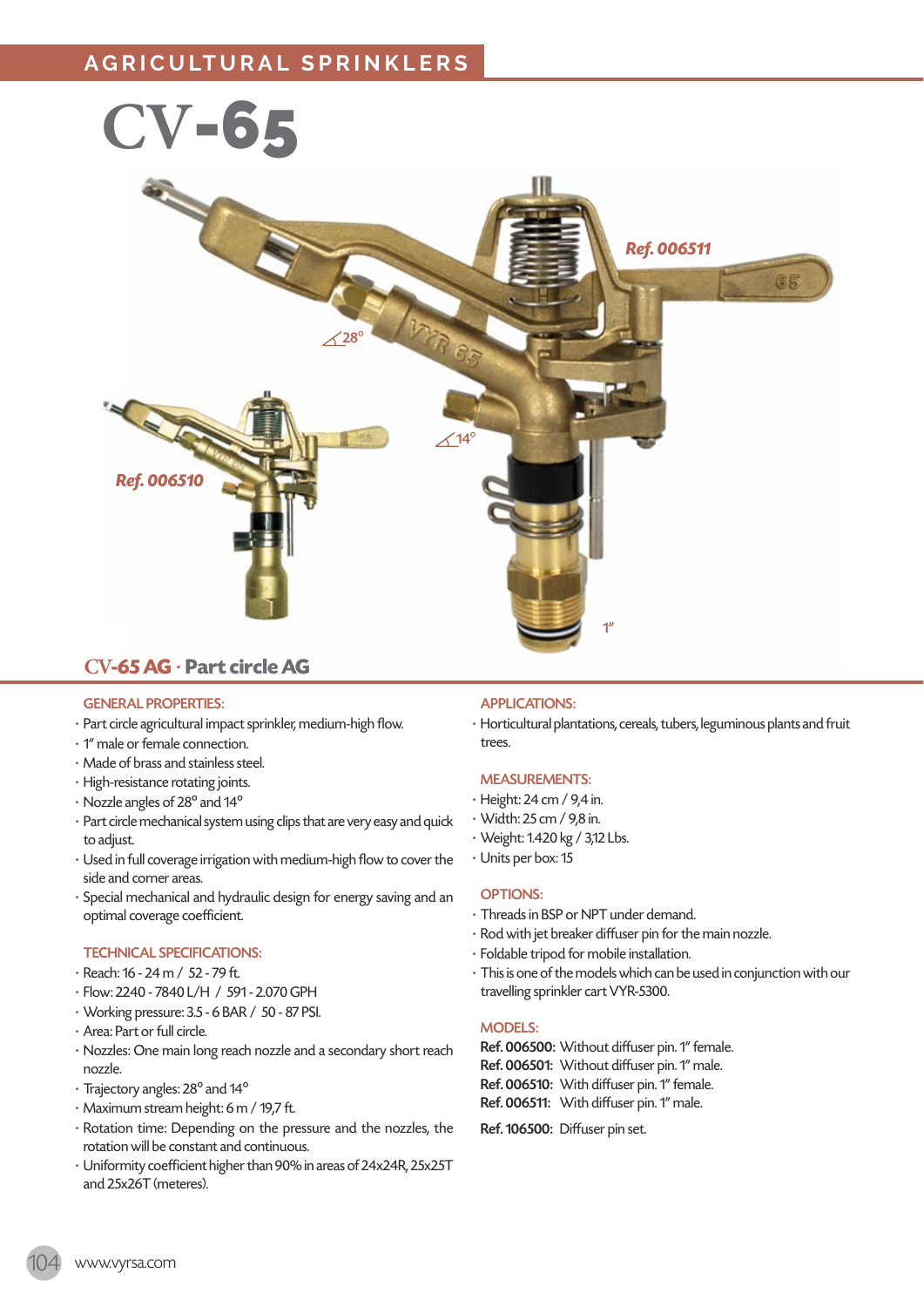AGRICULTURAL SPRINKLERS

# CV-65

Ref. 006511

Ref. 006510

28°

14°

1"

## CV-65 AG · Part circle AG

### GENERAL PROPERTIES:

- Part circle agricultural impact sprinkler, medium-high flow.
- 1" male or female connection.
- Made of brass and stainless steel.
- High-resistance rotating joints.
- Nozzle angles of 28° and 14°
- Part circle mechanical system using clips that are very easy and quick to adjust.
- Used in full coverage irrigation with medium-high flow to cover the side and corner areas.
- Special mechanical and hydraulic design for energy saving and an optimal coverage coefficient.

### TECHNICAL SPECIFICATIONS:

- Reach: 16 - 24 m / 52 - 79 ft.
- Flow: 2240 - 7840 L/H / 591 - 2.070 GPH
- Working pressure: 3.5 - 6 BAR / 50 - 87 PSI.
- Area: Part or full circle.
- Nozzles: One main long reach nozzle and a secondary short reach nozzle.
- Trajectory angles: 28° and 14°
- Maximum stream height: 6 m / 19,7 ft.
- Rotation time: Depending on the pressure and the nozzles, the rotation will be constant and continuous.
- Uniformity coefficient higher than 90% in areas of 24x24R, 25x25T and 25x26T (meteres).

### APPLICATIONS:

- Horticultural plantations, cereals, tubers, leguminous plants and fruit trees.

### MEASUREMENTS:

- Height: 24 cm / 9,4 in.
- Width: 25 cm / 9,8 in.
- Weight: 1.420 kg / 3,12 Lbs.
- Units per box: 15

### OPTIONS:

- Threads in BSP or NPT under demand.
- Rod with jet breaker diffuser pin for the main nozzle.
- Foldable tripod for mobile installation.
- This is one of the models which can be used in conjunction with our travelling sprinkler cart VYR-5300.

### MODELS:

**Ref. 006500:** Without diffuser pin. 1" female.
**Ref. 006501:** Without diffuser pin. 1" male.
**Ref. 006510:** With diffuser pin. 1" female.
**Ref. 006511:** With diffuser pin. 1" male.

**Ref. 106500:** Diffuser pin set.

www.vyrsa.com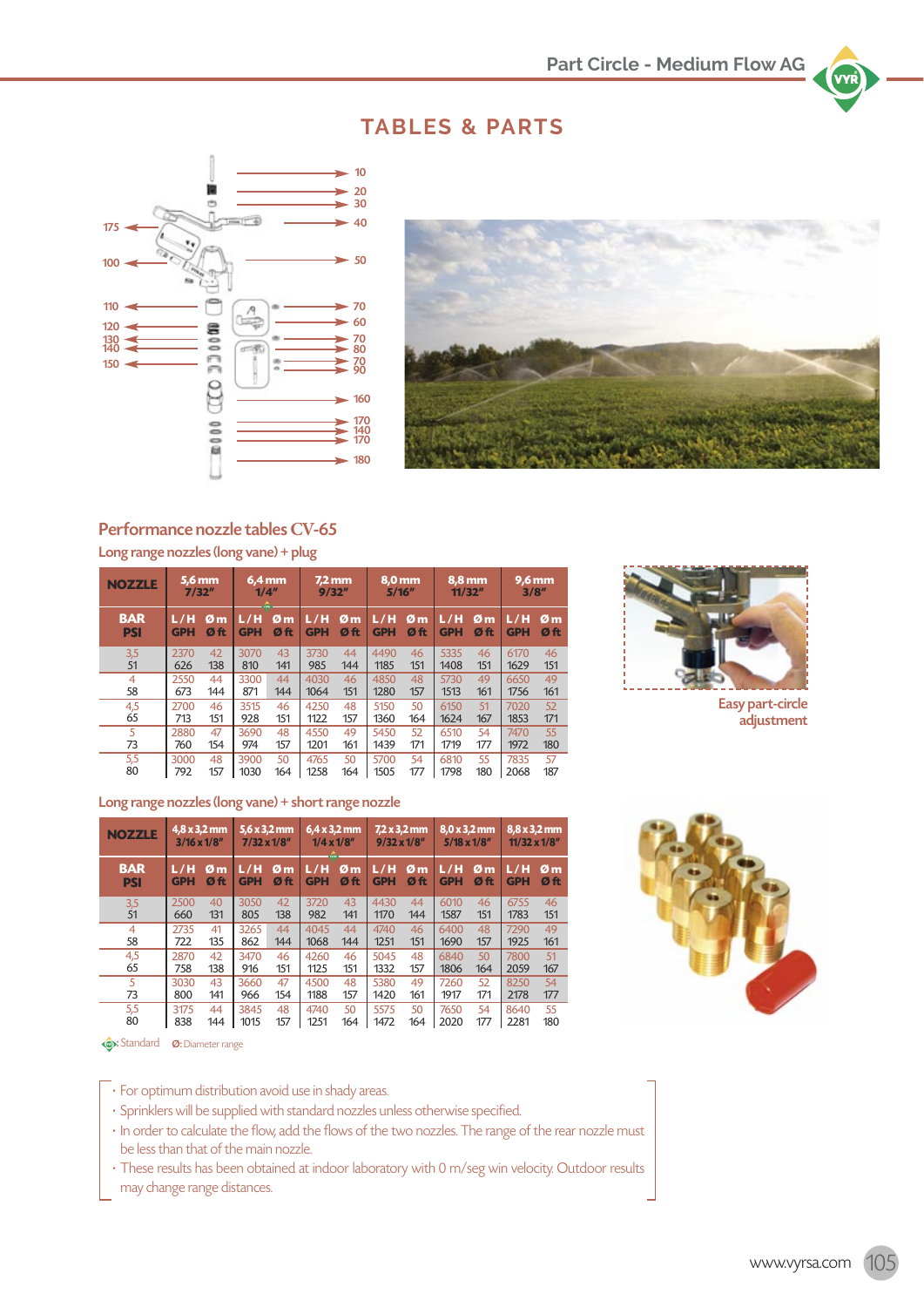## TABLES & PARTS

175
100
110
120
130
140
150

10
20
30
40
50
70
60
70
80
70
90
160
170
140
170
180

### Performance nozzle tables CV-65

**Long range nozzles (long vane) + plug**

| NOZZLE | 5,6 mm 7/32" | | 6,4 mm 1/4" | | 7,2 mm 9/32" | | 8,0 mm 5/16" | | 8,8 mm 11/32" | | 9,6 mm 3/8" | |
|---|---|---|---|---|---|---|---|---|---|---|---|---|
| BAR / PSI | L/H / GPH | Øm / Øft | L/H / GPH | Øm / Øft | L/H / GPH | Øm / Øft | L/H / GPH | Øm / Øft | L/H / GPH | Øm / Øft | L/H / GPH | Øm / Øft |
| 3,5 / 51 | 2370 / 626 | 42 / 138 | 3070 / 810 | 43 / 141 | 3730 / 985 | 44 / 144 | 4490 / 1185 | 46 / 151 | 5335 / 1408 | 46 / 151 | 6170 / 1629 | 46 / 151 |
| 4 / 58 | 2550 / 673 | 44 / 144 | 3300 / 871 | 44 / 144 | 4030 / 1064 | 46 / 151 | 4850 / 1280 | 48 / 157 | 5730 / 1513 | 49 / 161 | 6650 / 1756 | 49 / 161 |
| 4,5 / 65 | 2700 / 713 | 46 / 151 | 3515 / 928 | 46 / 151 | 4250 / 1122 | 48 / 157 | 5150 / 1360 | 50 / 164 | 6150 / 1624 | 51 / 167 | 7020 / 1853 | 52 / 171 |
| 5 / 73 | 2880 / 760 | 47 / 154 | 3690 / 974 | 48 / 157 | 4550 / 1201 | 49 / 161 | 5450 / 1439 | 52 / 171 | 6510 / 1719 | 54 / 177 | 7470 / 1972 | 55 / 180 |
| 5,5 / 80 | 3000 / 792 | 48 / 157 | 3900 / 1030 | 50 / 164 | 4765 / 1258 | 50 / 164 | 5700 / 1505 | 54 / 177 | 6810 / 1798 | 55 / 180 | 7835 / 2068 | 57 / 187 |

**Long range nozzles (long vane) + short range nozzle**

| NOZZLE | 4,8 x 3,2 mm 3/16 x 1/8" | | 5,6 x 3,2 mm 7/32 x 1/8" | | 6,4 x 3,2 mm 1/4 x 1/8" | | 7,2 x 3,2 mm 9/32 x 1/8" | | 8,0 x 3,2 mm 5/18 x 1/8" | | 8,8 x 3,2 mm 11/32 x 1/8" | |
|---|---|---|---|---|---|---|---|---|---|---|---|---|
| BAR / PSI | L/H / GPH | Øm / Øft | L/H / GPH | Øm / Øft | L/H / GPH | Øm / Øft | L/H / GPH | Øm / Øft | L/H / GPH | Øm / Øft | L/H / GPH | Øm / Øft |
| 3,5 / 51 | 2500 / 660 | 40 / 131 | 3050 / 805 | 42 / 138 | 3720 / 982 | 43 / 141 | 4430 / 1170 | 44 / 144 | 6010 / 1587 | 46 / 151 | 6755 / 1783 | 46 / 151 |
| 4 / 58 | 2735 / 722 | 41 / 135 | 3265 / 862 | 44 / 144 | 4045 / 1068 | 44 / 144 | 4740 / 1251 | 46 / 151 | 6400 / 1690 | 48 / 157 | 7290 / 1925 | 49 / 161 |
| 4,5 / 65 | 2870 / 758 | 42 / 138 | 3470 / 916 | 46 / 151 | 4260 / 1125 | 46 / 151 | 5045 / 1332 | 48 / 157 | 6840 / 1806 | 50 / 164 | 7800 / 2059 | 51 / 167 |
| 5 / 73 | 3030 / 800 | 43 / 141 | 3660 / 966 | 47 / 154 | 4500 / 1188 | 48 / 157 | 5380 / 1420 | 49 / 161 | 7260 / 1917 | 52 / 171 | 8250 / 2178 | 54 / 177 |
| 5,5 / 80 | 3175 / 838 | 44 / 144 | 3845 / 1015 | 48 / 157 | 4740 / 1251 | 50 / 164 | 5575 / 1472 | 50 / 164 | 7650 / 2020 | 54 / 177 | 8640 / 2281 | 55 / 180 |

: Standard Ø: Diameter range

Easy part-circle adjustment

- For optimum distribution avoid use in shady areas.
- Sprinklers will be supplied with standard nozzles unless otherwise specified.
- In order to calculate the flow, add the flows of the two nozzles. The range of the rear nozzle must be less than that of the main nozzle.
- These results has been obtained at indoor laboratory with 0 m/seg win velocity. Outdoor results may change range distances.